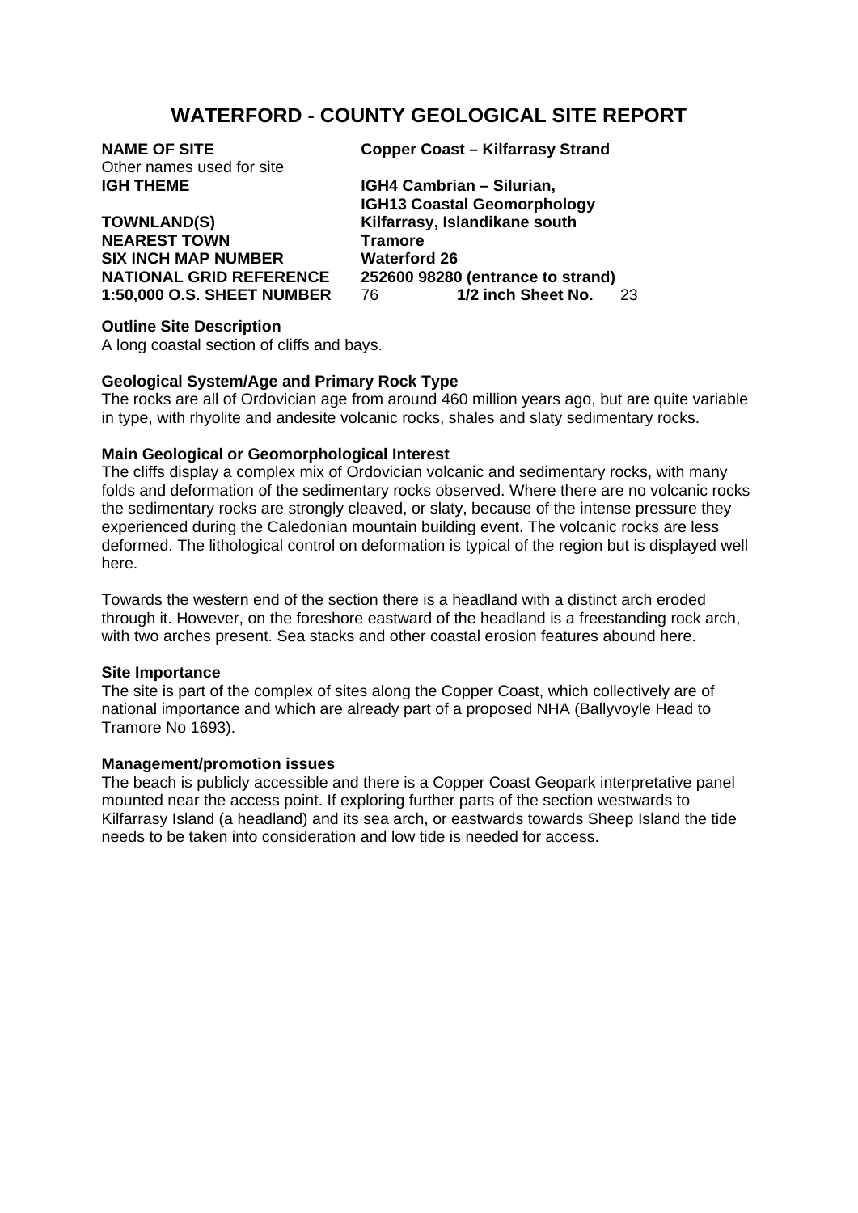# WATERFORD - COUNTY GEOLOGICAL SITE REPORT

| | |
|---|---|
| **NAME OF SITE** | **Copper Coast – Kilfarrasy Strand** |
| Other names used for site | |
| **IGH THEME** | **IGH4 Cambrian – Silurian, IGH13 Coastal Geomorphology** |
| **TOWNLAND(S)** | **Kilfarrasy, Islandikane south** |
| **NEAREST TOWN** | **Tramore** |
| **SIX INCH MAP NUMBER** | **Waterford 26** |
| **NATIONAL GRID REFERENCE** | **252600 98280 (entrance to strand)** |
| **1:50,000 O.S. SHEET NUMBER** | 76 **1/2 inch Sheet No.** 23 |

**Outline Site Description**
A long coastal section of cliffs and bays.

**Geological System/Age and Primary Rock Type**
The rocks are all of Ordovician age from around 460 million years ago, but are quite variable in type, with rhyolite and andesite volcanic rocks, shales and slaty sedimentary rocks.

**Main Geological or Geomorphological Interest**
The cliffs display a complex mix of Ordovician volcanic and sedimentary rocks, with many folds and deformation of the sedimentary rocks observed. Where there are no volcanic rocks the sedimentary rocks are strongly cleaved, or slaty, because of the intense pressure they experienced during the Caledonian mountain building event. The volcanic rocks are less deformed. The lithological control on deformation is typical of the region but is displayed well here.

Towards the western end of the section there is a headland with a distinct arch eroded through it. However, on the foreshore eastward of the headland is a freestanding rock arch, with two arches present. Sea stacks and other coastal erosion features abound here.

**Site Importance**
The site is part of the complex of sites along the Copper Coast, which collectively are of national importance and which are already part of a proposed NHA (Ballyvoyle Head to Tramore No 1693).

**Management/promotion issues**
The beach is publicly accessible and there is a Copper Coast Geopark interpretative panel mounted near the access point. If exploring further parts of the section westwards to Kilfarrasy Island (a headland) and its sea arch, or eastwards towards Sheep Island the tide needs to be taken into consideration and low tide is needed for access.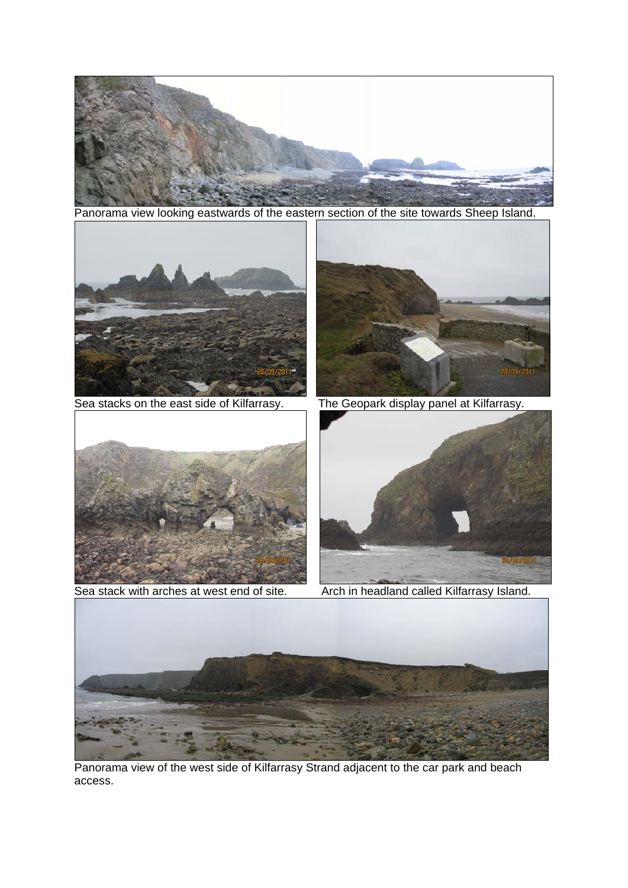Panorama view looking eastwards of the eastern section of the site towards Sheep Island.

Sea stacks on the east side of Kilfarrasy.

The Geopark display panel at Kilfarrasy.

Sea stack with arches at west end of site.

Arch in headland called Kilfarrasy Island.

Panorama view of the west side of Kilfarrasy Strand adjacent to the car park and beach access.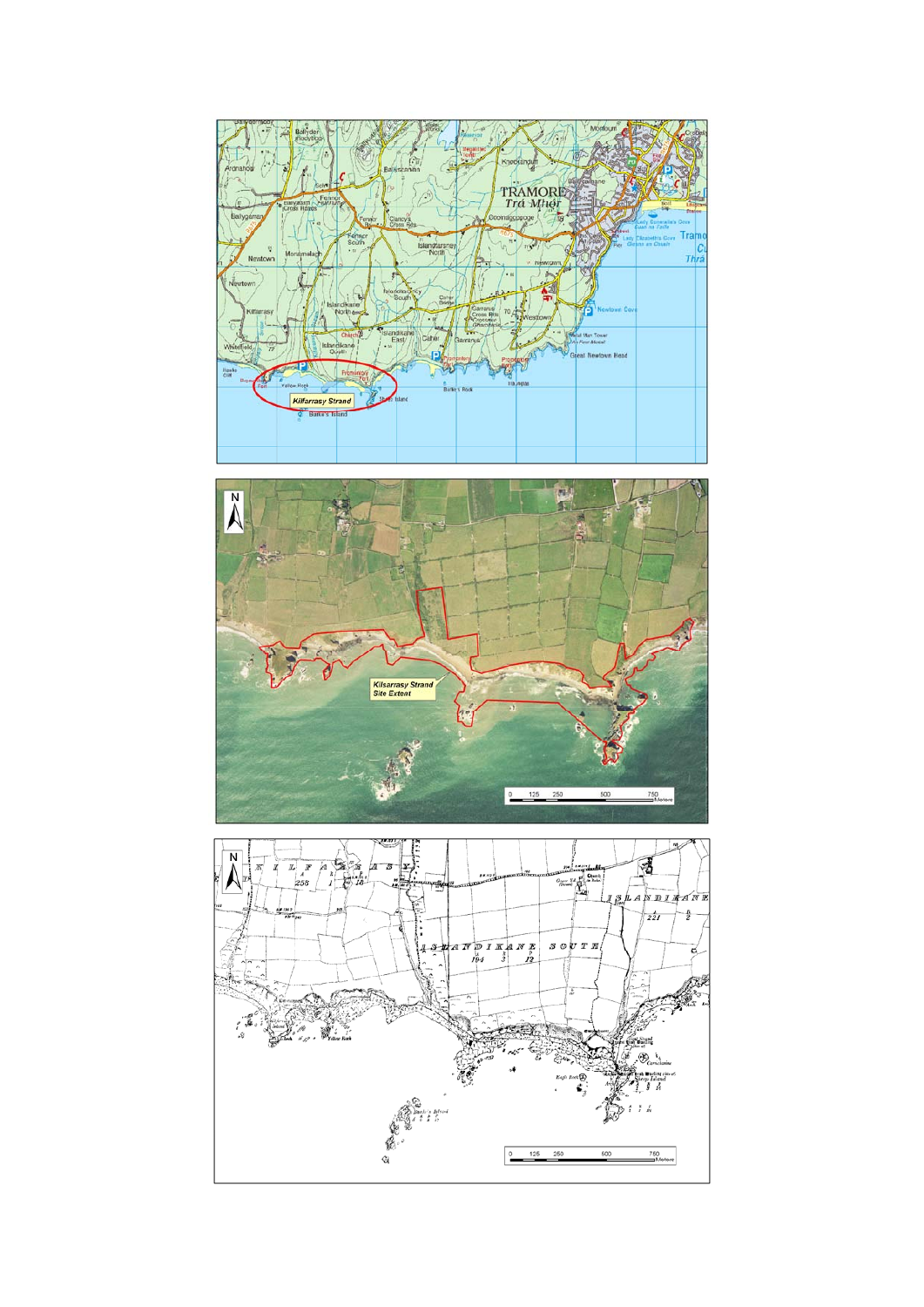Kilfarrasy Strand

N

Kilsarrasy Strand
Site Extent

0 125 250 500 750
Meters

N

KILFARRASY

ISLANDIKANE

ISLANDIKANE SOUTH

0 125 250 500 750
Meters